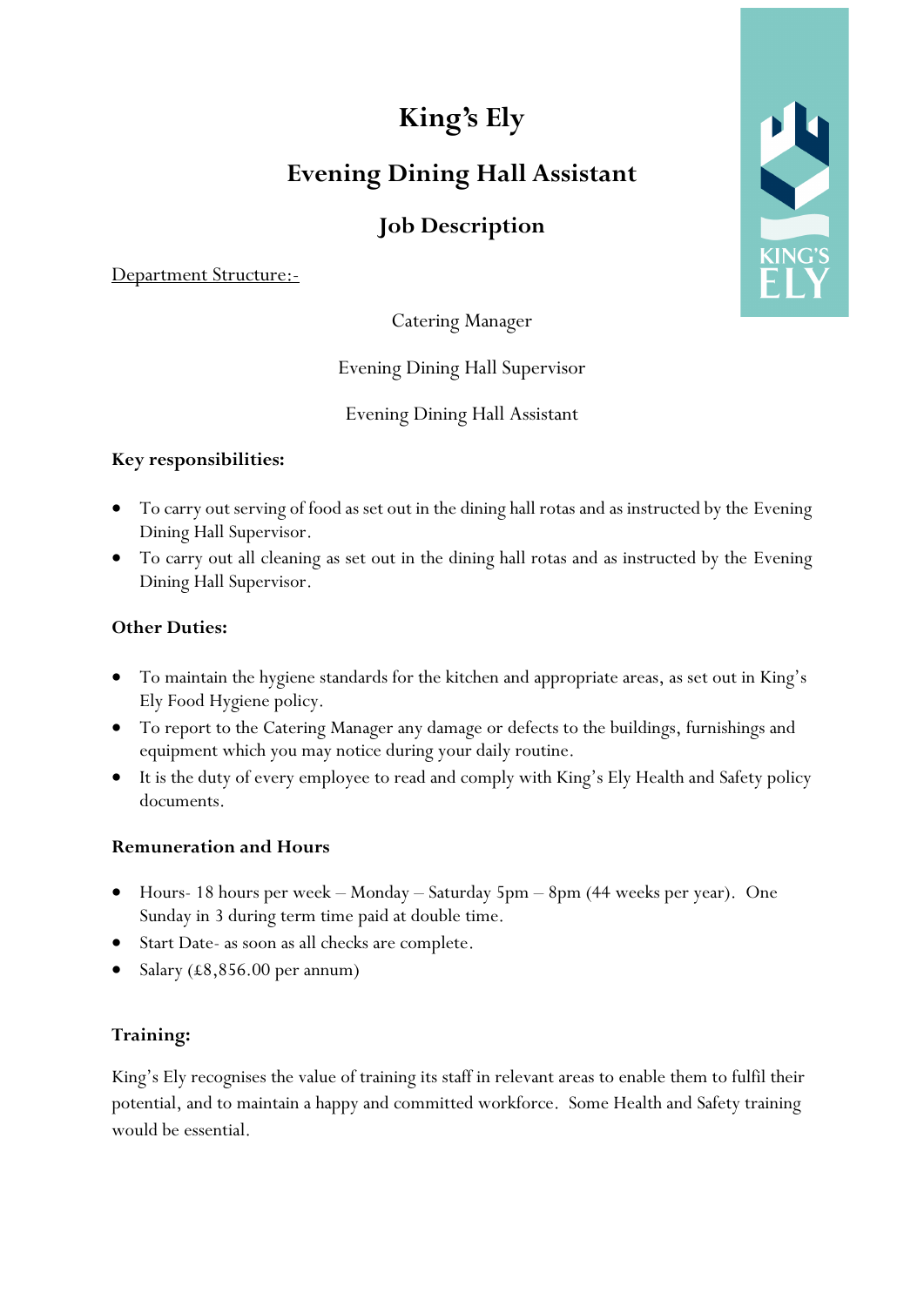# King's Ely

## Evening Dining Hall Assistant

## Job Description

Department Structure:-

Catering Manager

Evening Dining Hall Supervisor

Evening Dining Hall Assistant

**Key responsibilities:**

- To carry out serving of food as set out in the dining hall rotas and as instructed by the Evening Dining Hall Supervisor.
- To carry out all cleaning as set out in the dining hall rotas and as instructed by the Evening Dining Hall Supervisor.

**Other Duties:**

- To maintain the hygiene standards for the kitchen and appropriate areas, as set out in King's Ely Food Hygiene policy.
- To report to the Catering Manager any damage or defects to the buildings, furnishings and equipment which you may notice during your daily routine.
- It is the duty of every employee to read and comply with King's Ely Health and Safety policy documents.

**Remuneration and Hours**

- Hours- 18 hours per week – Monday – Saturday 5pm – 8pm (44 weeks per year). One Sunday in 3 during term time paid at double time.
- Start Date- as soon as all checks are complete.
- Salary (£8,856.00 per annum)

**Training:**

King's Ely recognises the value of training its staff in relevant areas to enable them to fulfil their potential, and to maintain a happy and committed workforce. Some Health and Safety training would be essential.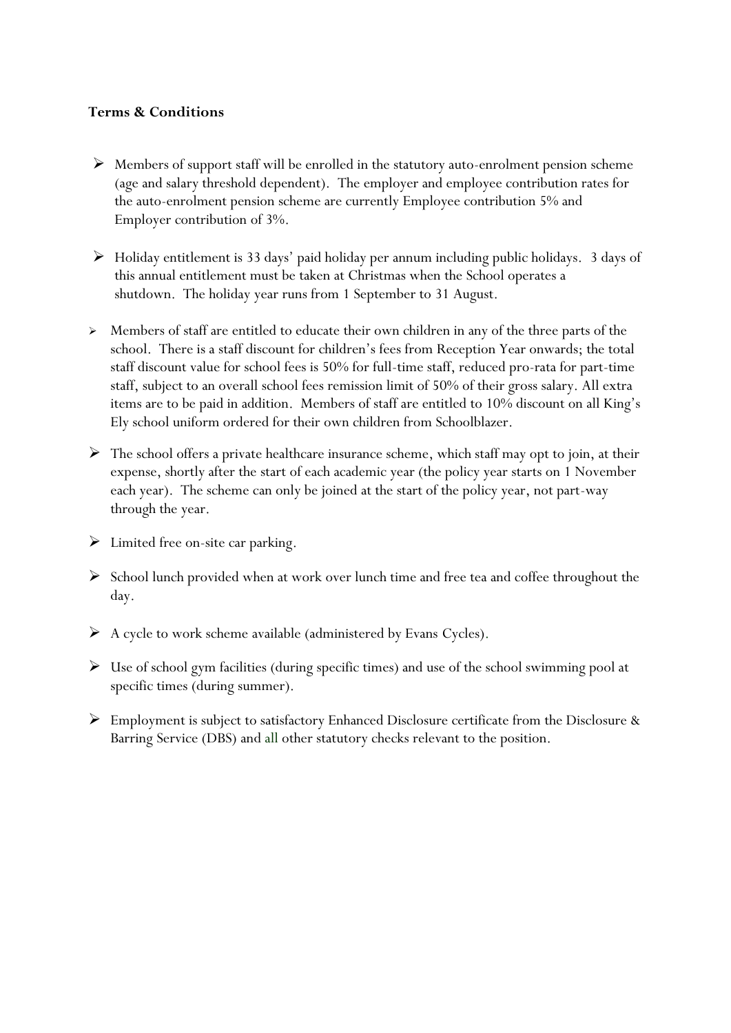**Terms & Conditions**

- Members of support staff will be enrolled in the statutory auto-enrolment pension scheme (age and salary threshold dependent). The employer and employee contribution rates for the auto-enrolment pension scheme are currently Employee contribution 5% and Employer contribution of 3%.

- Holiday entitlement is 33 days' paid holiday per annum including public holidays. 3 days of this annual entitlement must be taken at Christmas when the School operates a shutdown. The holiday year runs from 1 September to 31 August.

- Members of staff are entitled to educate their own children in any of the three parts of the school. There is a staff discount for children's fees from Reception Year onwards; the total staff discount value for school fees is 50% for full-time staff, reduced pro-rata for part-time staff, subject to an overall school fees remission limit of 50% of their gross salary. All extra items are to be paid in addition. Members of staff are entitled to 10% discount on all King's Ely school uniform ordered for their own children from Schoolblazer.

- The school offers a private healthcare insurance scheme, which staff may opt to join, at their expense, shortly after the start of each academic year (the policy year starts on 1 November each year). The scheme can only be joined at the start of the policy year, not part-way through the year.

- Limited free on-site car parking.

- School lunch provided when at work over lunch time and free tea and coffee throughout the day.

- A cycle to work scheme available (administered by Evans Cycles).

- Use of school gym facilities (during specific times) and use of the school swimming pool at specific times (during summer).

- Employment is subject to satisfactory Enhanced Disclosure certificate from the Disclosure & Barring Service (DBS) and all other statutory checks relevant to the position.